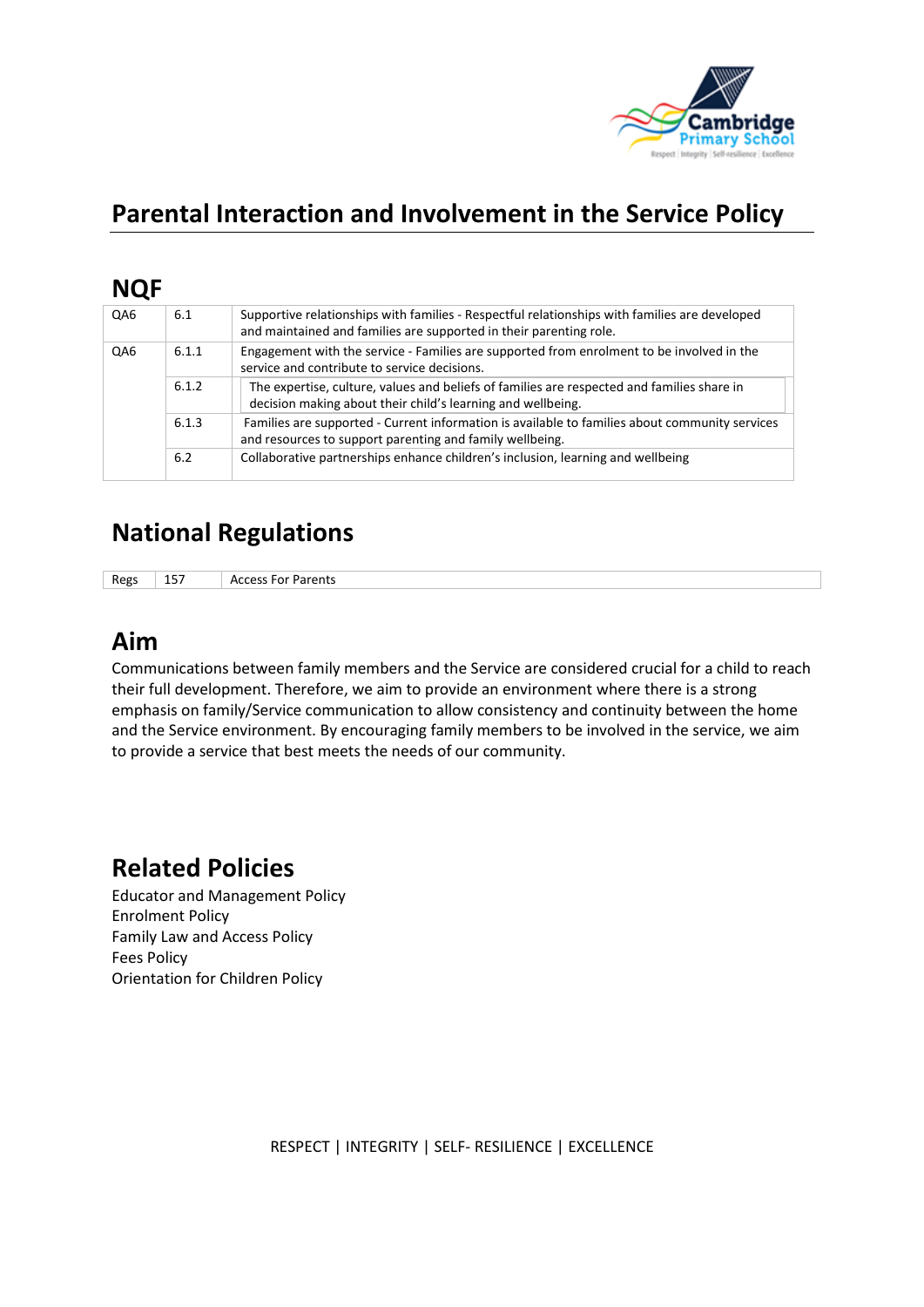# Parental Interaction and Involvement in the Service Policy

## NQF

| | | |
|---|---|---|
| QA6 | 6.1 | Supportive relationships with families - Respectful relationships with families are developed and maintained and families are supported in their parenting role. |
| QA6 | 6.1.1 | Engagement with the service - Families are supported from enrolment to be involved in the service and contribute to service decisions. |
| | 6.1.2 | The expertise, culture, values and beliefs of families are respected and families share in decision making about their child's learning and wellbeing. |
| | 6.1.3 | Families are supported - Current information is available to families about community services and resources to support parenting and family wellbeing. |
| | 6.2 | Collaborative partnerships enhance children's inclusion, learning and wellbeing |

## National Regulations

| | | |
|---|---|---|
| Regs | 157 | Access For Parents |

## Aim

Communications between family members and the Service are considered crucial for a child to reach their full development. Therefore, we aim to provide an environment where there is a strong emphasis on family/Service communication to allow consistency and continuity between the home and the Service environment. By encouraging family members to be involved in the service, we aim to provide a service that best meets the needs of our community.

## Related Policies

Educator and Management Policy
Enrolment Policy
Family Law and Access Policy
Fees Policy
Orientation for Children Policy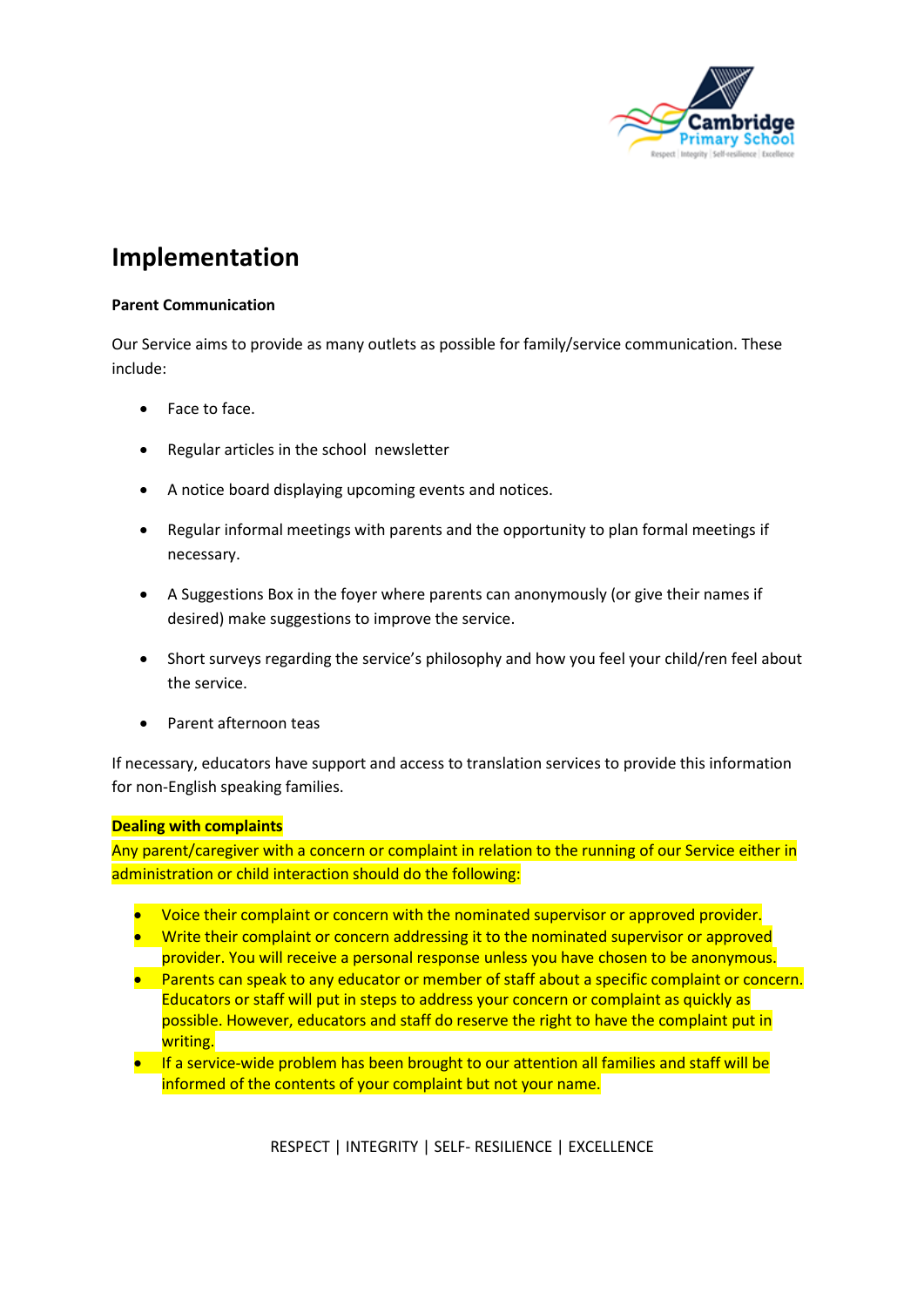# Implementation

**Parent Communication**

Our Service aims to provide as many outlets as possible for family/service communication. These include:

- Face to face.
- Regular articles in the school newsletter
- A notice board displaying upcoming events and notices.
- Regular informal meetings with parents and the opportunity to plan formal meetings if necessary.
- A Suggestions Box in the foyer where parents can anonymously (or give their names if desired) make suggestions to improve the service.
- Short surveys regarding the service's philosophy and how you feel your child/ren feel about the service.
- Parent afternoon teas

If necessary, educators have support and access to translation services to provide this information for non-English speaking families.

**Dealing with complaints**

Any parent/caregiver with a concern or complaint in relation to the running of our Service either in administration or child interaction should do the following:

- Voice their complaint or concern with the nominated supervisor or approved provider.
- Write their complaint or concern addressing it to the nominated supervisor or approved provider. You will receive a personal response unless you have chosen to be anonymous.
- Parents can speak to any educator or member of staff about a specific complaint or concern. Educators or staff will put in steps to address your concern or complaint as quickly as possible. However, educators and staff do reserve the right to have the complaint put in writing.
- If a service-wide problem has been brought to our attention all families and staff will be informed of the contents of your complaint but not your name.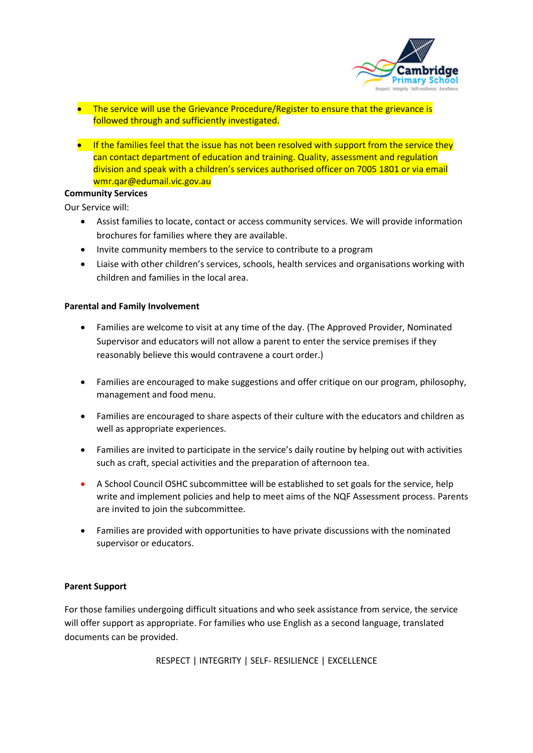- The service will use the Grievance Procedure/Register to ensure that the grievance is followed through and sufficiently investigated.

- If the families feel that the issue has not been resolved with support from the service they can contact department of education and training. Quality, assessment and regulation division and speak with a children's services authorised officer on 7005 1801 or via email wmr.qar@edumail.vic.gov.au

**Community Services**

Our Service will:

- Assist families to locate, contact or access community services. We will provide information brochures for families where they are available.
- Invite community members to the service to contribute to a program
- Liaise with other children's services, schools, health services and organisations working with children and families in the local area.

**Parental and Family Involvement**

- Families are welcome to visit at any time of the day. (The Approved Provider, Nominated Supervisor and educators will not allow a parent to enter the service premises if they reasonably believe this would contravene a court order.)

- Families are encouraged to make suggestions and offer critique on our program, philosophy, management and food menu.

- Families are encouraged to share aspects of their culture with the educators and children as well as appropriate experiences.

- Families are invited to participate in the service's daily routine by helping out with activities such as craft, special activities and the preparation of afternoon tea.

- A School Council OSHC subcommittee will be established to set goals for the service, help write and implement policies and help to meet aims of the NQF Assessment process. Parents are invited to join the subcommittee.

- Families are provided with opportunities to have private discussions with the nominated supervisor or educators.

**Parent Support**

For those families undergoing difficult situations and who seek assistance from service, the service will offer support as appropriate. For families who use English as a second language, translated documents can be provided.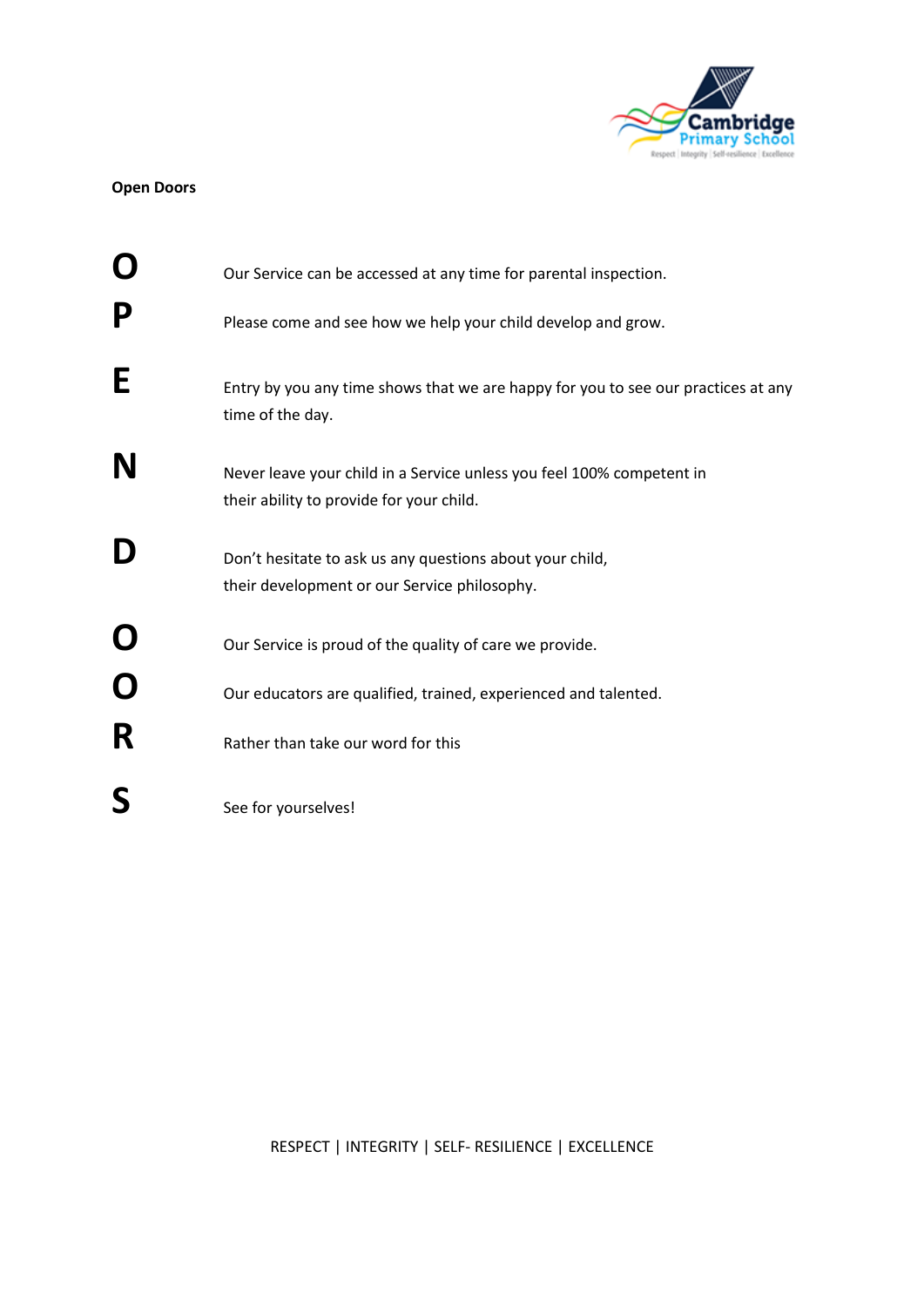**Open Doors**

**O** Our Service can be accessed at any time for parental inspection.

**P** Please come and see how we help your child develop and grow.

**E** Entry by you any time shows that we are happy for you to see our practices at any time of the day.

**N** Never leave your child in a Service unless you feel 100% competent in their ability to provide for your child.

**D** Don't hesitate to ask us any questions about your child, their development or our Service philosophy.

**O** Our Service is proud of the quality of care we provide.

**O** Our educators are qualified, trained, experienced and talented.

**R** Rather than take our word for this

**S** See for yourselves!

RESPECT | INTEGRITY | SELF- RESILIENCE | EXCELLENCE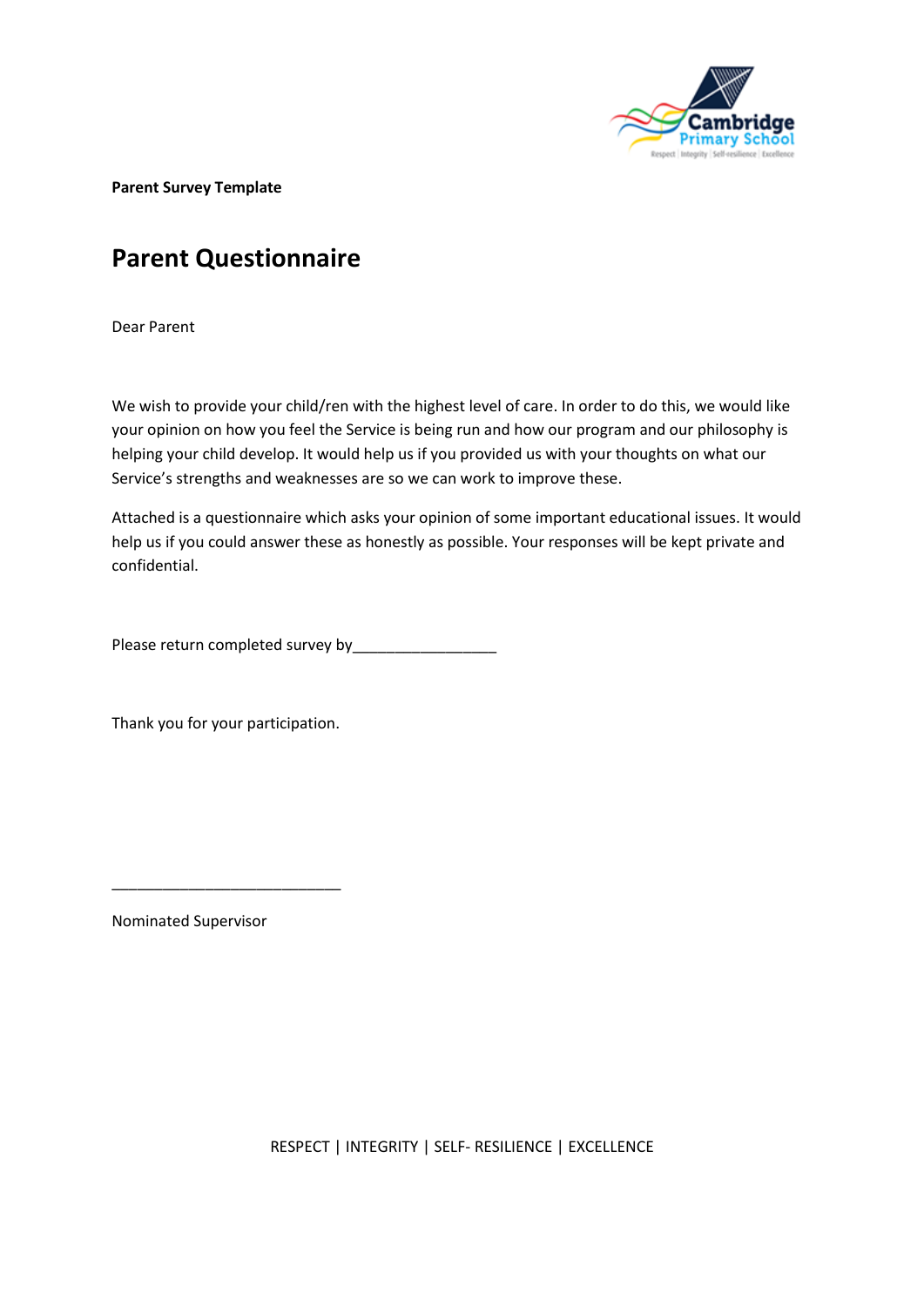**Parent Survey Template**

# Parent Questionnaire

Dear Parent

We wish to provide your child/ren with the highest level of care. In order to do this, we would like your opinion on how you feel the Service is being run and how our program and our philosophy is helping your child develop. It would help us if you provided us with your thoughts on what our Service's strengths and weaknesses are so we can work to improve these.

Attached is a questionnaire which asks your opinion of some important educational issues. It would help us if you could answer these as honestly as possible. Your responses will be kept private and confidential.

Please return completed survey by_________________

Thank you for your participation.

___________________________

Nominated Supervisor

RESPECT | INTEGRITY | SELF- RESILIENCE | EXCELLENCE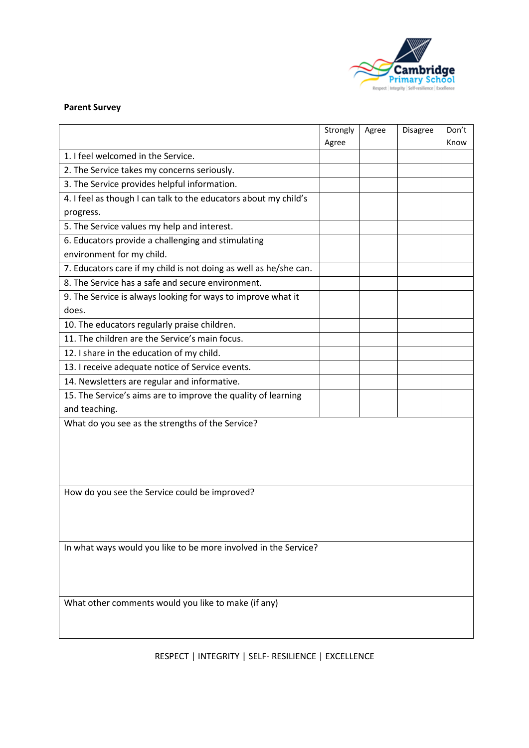**Parent Survey**

| | Strongly Agree | Agree | Disagree | Don't Know |
|---|---|---|---|---|
| 1. I feel welcomed in the Service. | | | | |
| 2. The Service takes my concerns seriously. | | | | |
| 3. The Service provides helpful information. | | | | |
| 4. I feel as though I can talk to the educators about my child's progress. | | | | |
| 5. The Service values my help and interest. | | | | |
| 6. Educators provide a challenging and stimulating environment for my child. | | | | |
| 7. Educators care if my child is not doing as well as he/she can. | | | | |
| 8. The Service has a safe and secure environment. | | | | |
| 9. The Service is always looking for ways to improve what it does. | | | | |
| 10. The educators regularly praise children. | | | | |
| 11. The children are the Service's main focus. | | | | |
| 12. I share in the education of my child. | | | | |
| 13. I receive adequate notice of Service events. | | | | |
| 14. Newsletters are regular and informative. | | | | |
| 15. The Service's aims are to improve the quality of learning and teaching. | | | | |

What do you see as the strengths of the Service?

How do you see the Service could be improved?

In what ways would you like to be more involved in the Service?

What other comments would you like to make (if any)

RESPECT | INTEGRITY | SELF- RESILIENCE | EXCELLENCE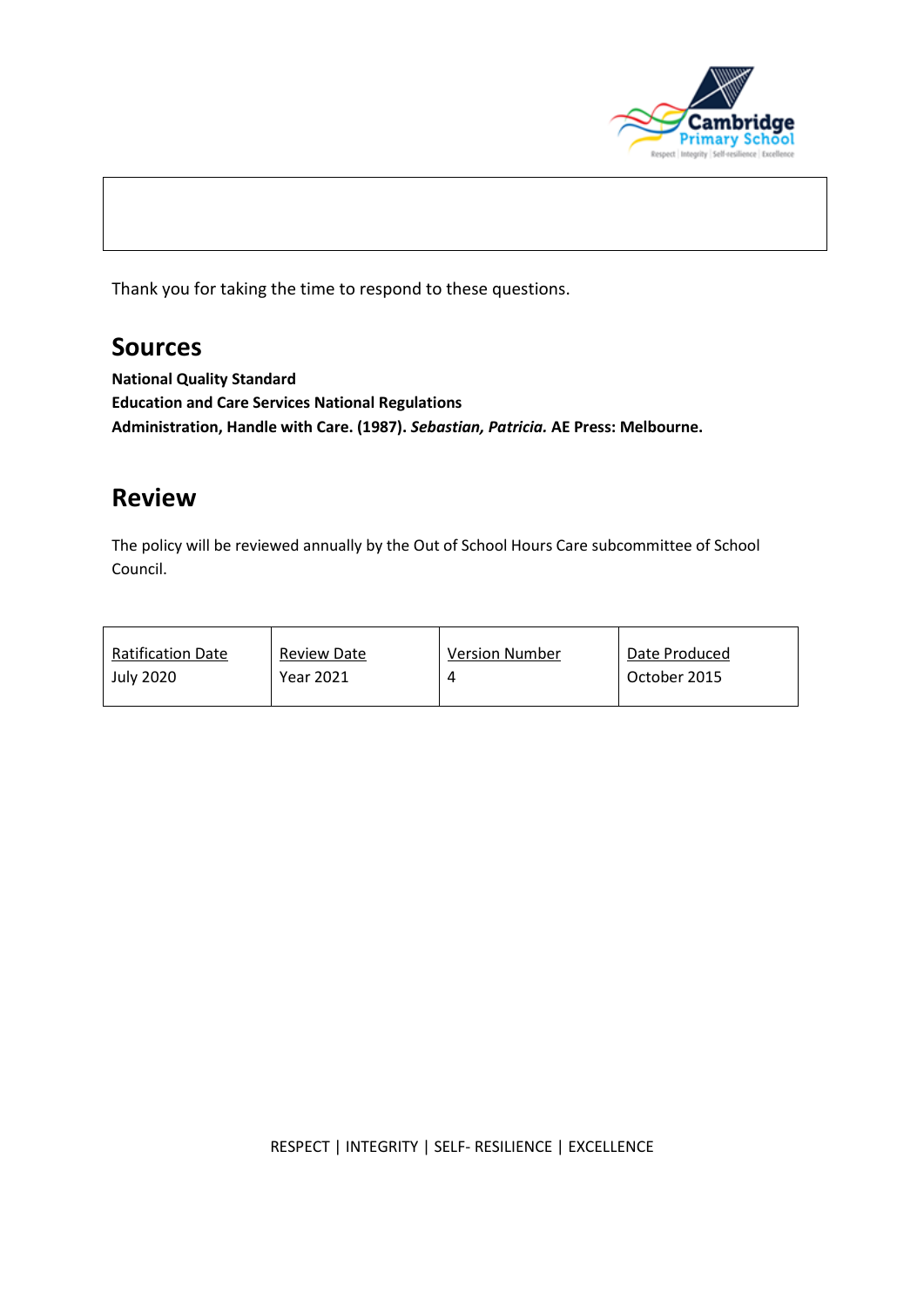Thank you for taking the time to respond to these questions.

## Sources

**National Quality Standard**
**Education and Care Services National Regulations**
**Administration, Handle with Care. (1987).** ***Sebastian, Patricia.*** **AE Press: Melbourne.**

## Review

The policy will be reviewed annually by the Out of School Hours Care subcommittee of School Council.

| Ratification Date | Review Date | Version Number | Date Produced |
|---|---|---|---|
| July 2020 | Year 2021 | 4 | October 2015 |